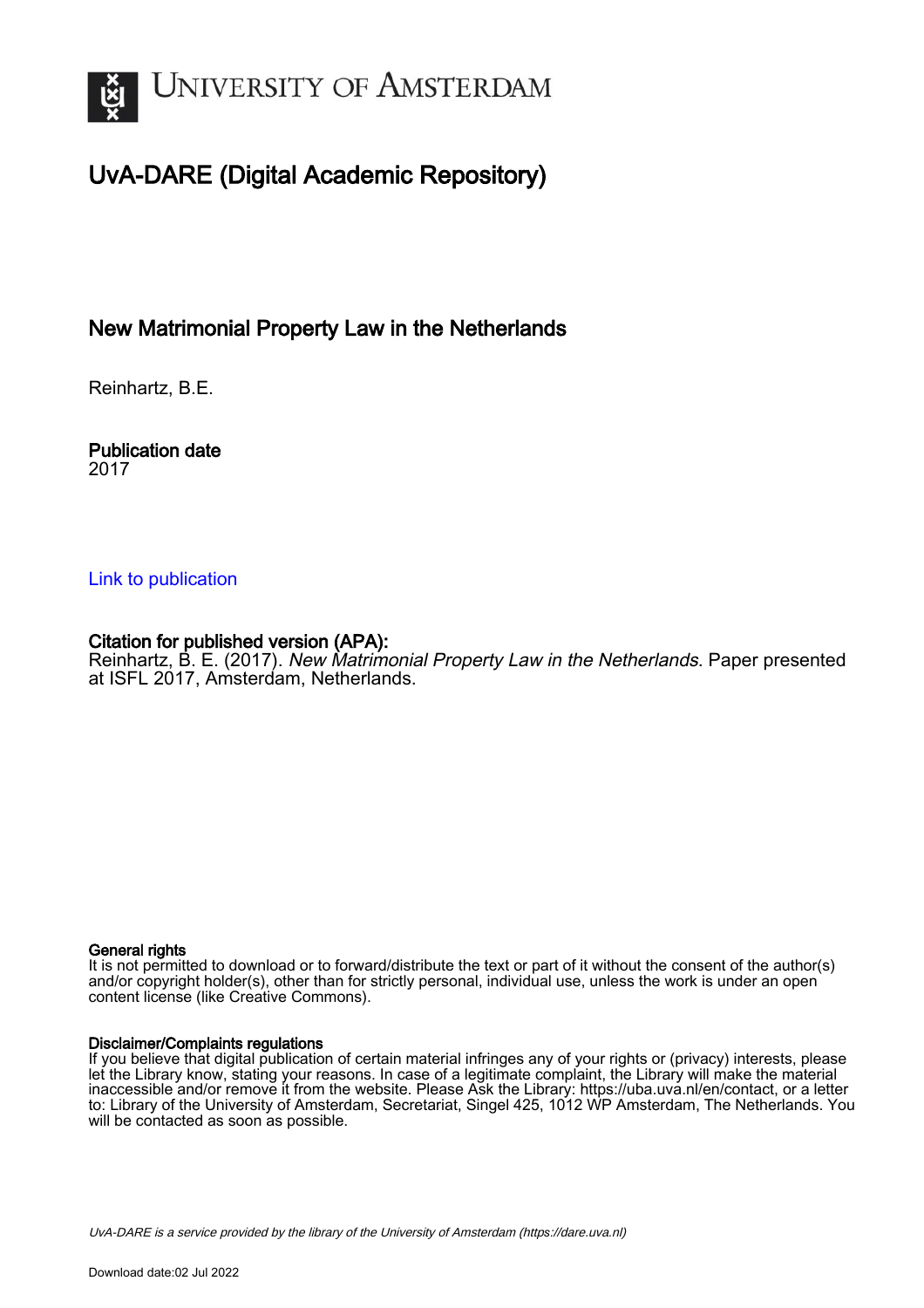# UvA-DARE (Digital Academic Repository)

## New Matrimonial Property Law in the Netherlands

Reinhartz, B.E.

**Publication date**
2017

Link to publication

**Citation for published version (APA):**
Reinhartz, B. E. (2017). *New Matrimonial Property Law in the Netherlands*. Paper presented at ISFL 2017, Amsterdam, Netherlands.

**General rights**
It is not permitted to download or to forward/distribute the text or part of it without the consent of the author(s) and/or copyright holder(s), other than for strictly personal, individual use, unless the work is under an open content license (like Creative Commons).

**Disclaimer/Complaints regulations**
If you believe that digital publication of certain material infringes any of your rights or (privacy) interests, please let the Library know, stating your reasons. In case of a legitimate complaint, the Library will make the material inaccessible and/or remove it from the website. Please Ask the Library: https://uba.uva.nl/en/contact, or a letter to: Library of the University of Amsterdam, Secretariat, Singel 425, 1012 WP Amsterdam, The Netherlands. You will be contacted as soon as possible.

UvA-DARE is a service provided by the library of the University of Amsterdam (https://dare.uva.nl)

Download date:02 Jul 2022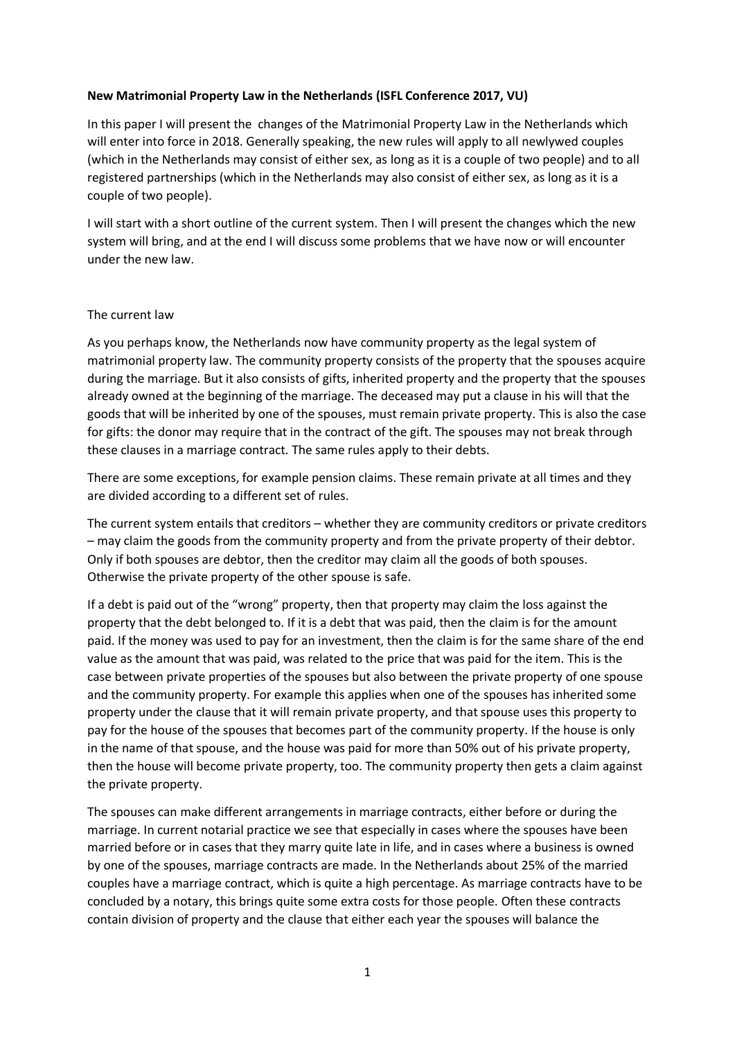**New Matrimonial Property Law in the Netherlands (ISFL Conference 2017, VU)**

In this paper I will present the changes of the Matrimonial Property Law in the Netherlands which will enter into force in 2018. Generally speaking, the new rules will apply to all newlywed couples (which in the Netherlands may consist of either sex, as long as it is a couple of two people) and to all registered partnerships (which in the Netherlands may also consist of either sex, as long as it is a couple of two people).

I will start with a short outline of the current system. Then I will present the changes which the new system will bring, and at the end I will discuss some problems that we have now or will encounter under the new law.

The current law

As you perhaps know, the Netherlands now have community property as the legal system of matrimonial property law. The community property consists of the property that the spouses acquire during the marriage. But it also consists of gifts, inherited property and the property that the spouses already owned at the beginning of the marriage. The deceased may put a clause in his will that the goods that will be inherited by one of the spouses, must remain private property. This is also the case for gifts: the donor may require that in the contract of the gift. The spouses may not break through these clauses in a marriage contract. The same rules apply to their debts.

There are some exceptions, for example pension claims. These remain private at all times and they are divided according to a different set of rules.

The current system entails that creditors – whether they are community creditors or private creditors – may claim the goods from the community property and from the private property of their debtor. Only if both spouses are debtor, then the creditor may claim all the goods of both spouses. Otherwise the private property of the other spouse is safe.

If a debt is paid out of the "wrong" property, then that property may claim the loss against the property that the debt belonged to. If it is a debt that was paid, then the claim is for the amount paid. If the money was used to pay for an investment, then the claim is for the same share of the end value as the amount that was paid, was related to the price that was paid for the item. This is the case between private properties of the spouses but also between the private property of one spouse and the community property. For example this applies when one of the spouses has inherited some property under the clause that it will remain private property, and that spouse uses this property to pay for the house of the spouses that becomes part of the community property. If the house is only in the name of that spouse, and the house was paid for more than 50% out of his private property, then the house will become private property, too. The community property then gets a claim against the private property.

The spouses can make different arrangements in marriage contracts, either before or during the marriage. In current notarial practice we see that especially in cases where the spouses have been married before or in cases that they marry quite late in life, and in cases where a business is owned by one of the spouses, marriage contracts are made. In the Netherlands about 25% of the married couples have a marriage contract, which is quite a high percentage. As marriage contracts have to be concluded by a notary, this brings quite some extra costs for those people. Often these contracts contain division of property and the clause that either each year the spouses will balance the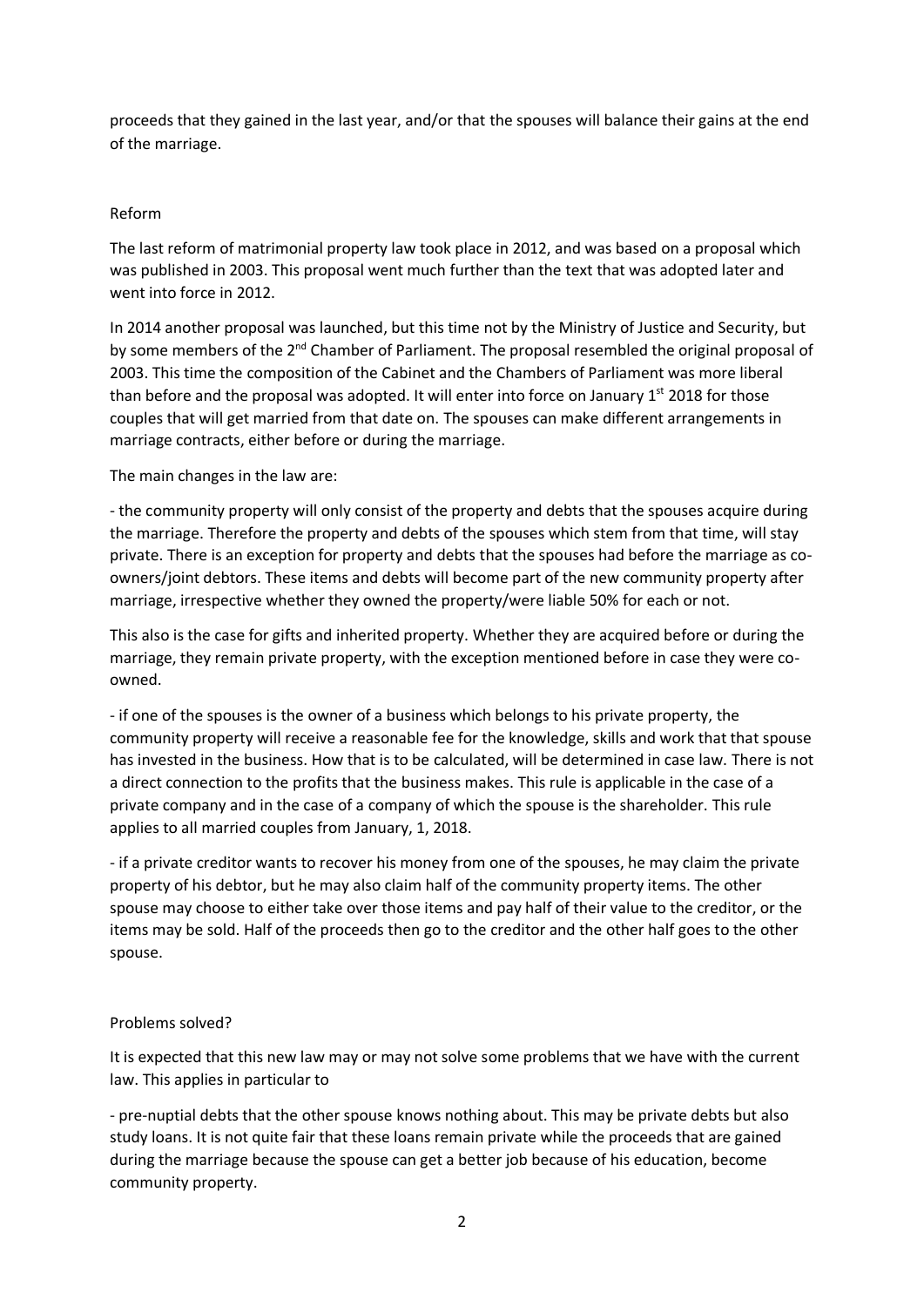proceeds that they gained in the last year, and/or that the spouses will balance their gains at the end of the marriage.

## Reform

The last reform of matrimonial property law took place in 2012, and was based on a proposal which was published in 2003. This proposal went much further than the text that was adopted later and went into force in 2012.

In 2014 another proposal was launched, but this time not by the Ministry of Justice and Security, but by some members of the 2nd Chamber of Parliament. The proposal resembled the original proposal of 2003. This time the composition of the Cabinet and the Chambers of Parliament was more liberal than before and the proposal was adopted. It will enter into force on January 1st 2018 for those couples that will get married from that date on. The spouses can make different arrangements in marriage contracts, either before or during the marriage.

The main changes in the law are:

- the community property will only consist of the property and debts that the spouses acquire during the marriage. Therefore the property and debts of the spouses which stem from that time, will stay private. There is an exception for property and debts that the spouses had before the marriage as co-owners/joint debtors. These items and debts will become part of the new community property after marriage, irrespective whether they owned the property/were liable 50% for each or not.

This also is the case for gifts and inherited property. Whether they are acquired before or during the marriage, they remain private property, with the exception mentioned before in case they were co-owned.

- if one of the spouses is the owner of a business which belongs to his private property, the community property will receive a reasonable fee for the knowledge, skills and work that that spouse has invested in the business. How that is to be calculated, will be determined in case law. There is not a direct connection to the profits that the business makes. This rule is applicable in the case of a private company and in the case of a company of which the spouse is the shareholder. This rule applies to all married couples from January, 1, 2018.

- if a private creditor wants to recover his money from one of the spouses, he may claim the private property of his debtor, but he may also claim half of the community property items. The other spouse may choose to either take over those items and pay half of their value to the creditor, or the items may be sold. Half of the proceeds then go to the creditor and the other half goes to the other spouse.

## Problems solved?

It is expected that this new law may or may not solve some problems that we have with the current law. This applies in particular to

- pre-nuptial debts that the other spouse knows nothing about. This may be private debts but also study loans. It is not quite fair that these loans remain private while the proceeds that are gained during the marriage because the spouse can get a better job because of his education, become community property.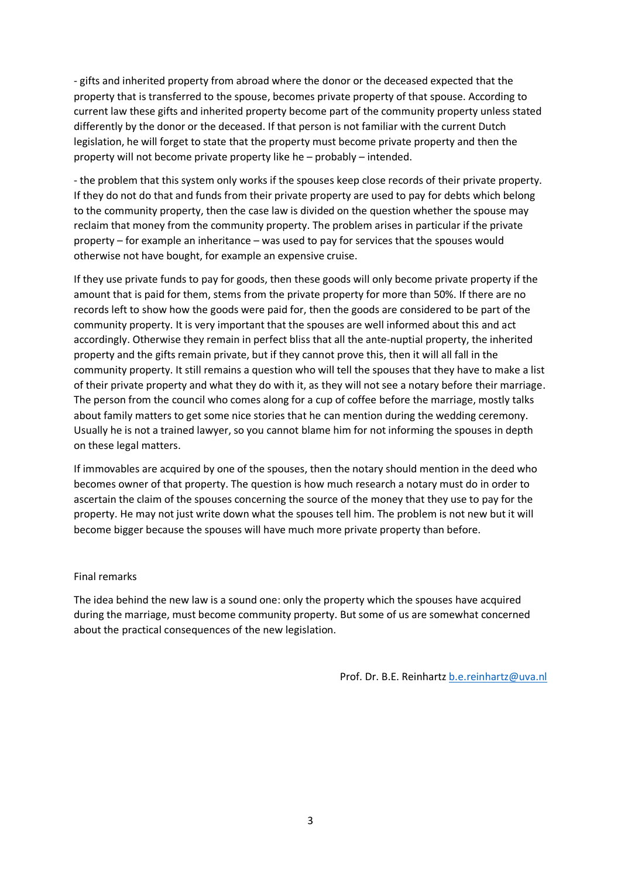- gifts and inherited property from abroad where the donor or the deceased expected that the property that is transferred to the spouse, becomes private property of that spouse. According to current law these gifts and inherited property become part of the community property unless stated differently by the donor or the deceased. If that person is not familiar with the current Dutch legislation, he will forget to state that the property must become private property and then the property will not become private property like he – probably – intended.

- the problem that this system only works if the spouses keep close records of their private property. If they do not do that and funds from their private property are used to pay for debts which belong to the community property, then the case law is divided on the question whether the spouse may reclaim that money from the community property. The problem arises in particular if the private property – for example an inheritance – was used to pay for services that the spouses would otherwise not have bought, for example an expensive cruise.

If they use private funds to pay for goods, then these goods will only become private property if the amount that is paid for them, stems from the private property for more than 50%. If there are no records left to show how the goods were paid for, then the goods are considered to be part of the community property. It is very important that the spouses are well informed about this and act accordingly. Otherwise they remain in perfect bliss that all the ante-nuptial property, the inherited property and the gifts remain private, but if they cannot prove this, then it will all fall in the community property. It still remains a question who will tell the spouses that they have to make a list of their private property and what they do with it, as they will not see a notary before their marriage. The person from the council who comes along for a cup of coffee before the marriage, mostly talks about family matters to get some nice stories that he can mention during the wedding ceremony. Usually he is not a trained lawyer, so you cannot blame him for not informing the spouses in depth on these legal matters.

If immovables are acquired by one of the spouses, then the notary should mention in the deed who becomes owner of that property. The question is how much research a notary must do in order to ascertain the claim of the spouses concerning the source of the money that they use to pay for the property. He may not just write down what the spouses tell him. The problem is not new but it will become bigger because the spouses will have much more private property than before.

## Final remarks

The idea behind the new law is a sound one: only the property which the spouses have acquired during the marriage, must become community property. But some of us are somewhat concerned about the practical consequences of the new legislation.

Prof. Dr. B.E. Reinhartz b.e.reinhartz@uva.nl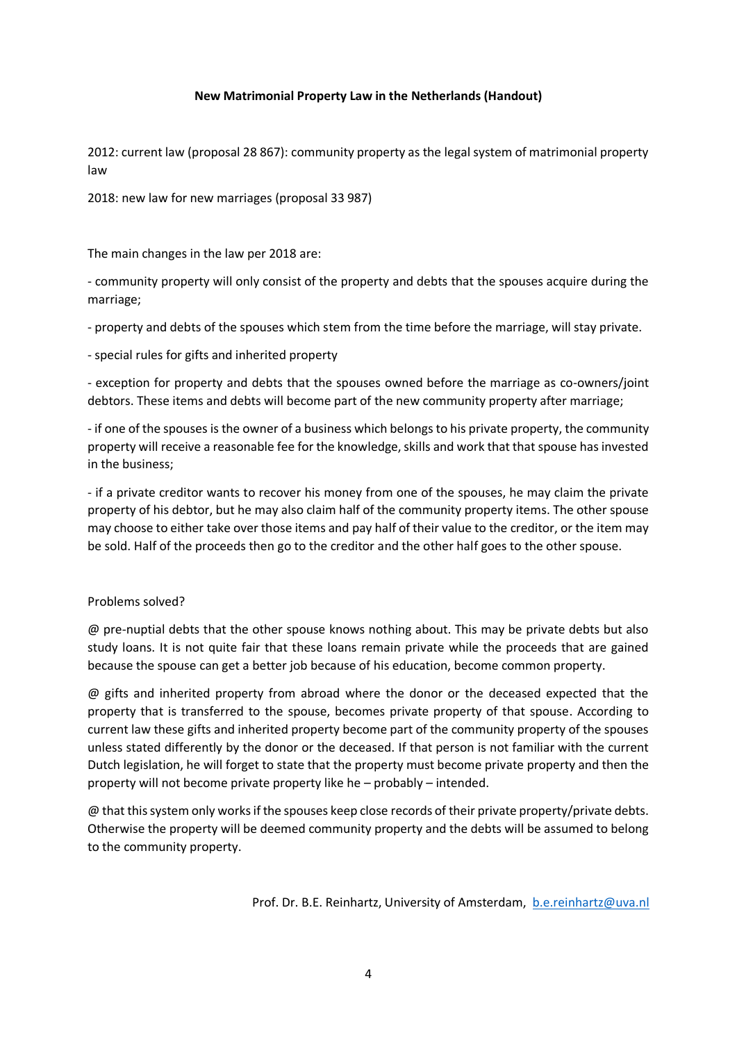**New Matrimonial Property Law in the Netherlands (Handout)**

2012: current law (proposal 28 867): community property as the legal system of matrimonial property law

2018: new law for new marriages (proposal 33 987)

The main changes in the law per 2018 are:

- community property will only consist of the property and debts that the spouses acquire during the marriage;

- property and debts of the spouses which stem from the time before the marriage, will stay private.

- special rules for gifts and inherited property

- exception for property and debts that the spouses owned before the marriage as co-owners/joint debtors. These items and debts will become part of the new community property after marriage;

- if one of the spouses is the owner of a business which belongs to his private property, the community property will receive a reasonable fee for the knowledge, skills and work that that spouse has invested in the business;

- if a private creditor wants to recover his money from one of the spouses, he may claim the private property of his debtor, but he may also claim half of the community property items. The other spouse may choose to either take over those items and pay half of their value to the creditor, or the item may be sold. Half of the proceeds then go to the creditor and the other half goes to the other spouse.

Problems solved?

@ pre-nuptial debts that the other spouse knows nothing about. This may be private debts but also study loans. It is not quite fair that these loans remain private while the proceeds that are gained because the spouse can get a better job because of his education, become common property.

@ gifts and inherited property from abroad where the donor or the deceased expected that the property that is transferred to the spouse, becomes private property of that spouse. According to current law these gifts and inherited property become part of the community property of the spouses unless stated differently by the donor or the deceased. If that person is not familiar with the current Dutch legislation, he will forget to state that the property must become private property and then the property will not become private property like he – probably – intended.

@ that this system only works if the spouses keep close records of their private property/private debts. Otherwise the property will be deemed community property and the debts will be assumed to belong to the community property.

Prof. Dr. B.E. Reinhartz, University of Amsterdam, b.e.reinhartz@uva.nl